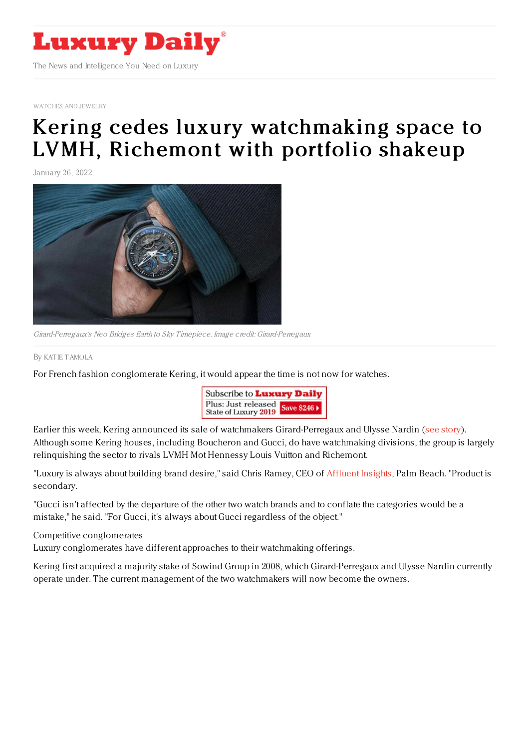# Luxury Daily

The News and Intelligence You Need on Luxury

WATCHES AND JEWELRY

# Kering cedes luxury watchmaking space to LVMH, Richemont with portfolio shakeup

January 26, 2022

*Girard-Perregaux's Neo Bridges Earth to Sky Timepiece. Image credit: Girard-Perregaux*

By KATIE TAMOLA

For French fashion conglomerate Kering, it would appear the time is not now for watches.

Earlier this week, Kering announced its sale of watchmakers Girard-Perregaux and Ulysse Nardin (see story). Although some Kering houses, including Boucheron and Gucci, do have watchmaking divisions, the group is largely relinquishing the sector to rivals LVMH Mot Hennessy Louis Vuitton and Richemont.

"Luxury is always about building brand desire," said Chris Ramey, CEO of Affluent Insights, Palm Beach. "Product is secondary.

"Gucci isn't affected by the departure of the other two watch brands and to conflate the categories would be a mistake," he said. "For Gucci, it's always about Gucci regardless of the object."

Competitive conglomerates

Luxury conglomerates have different approaches to their watchmaking offerings.

Kering first acquired a majority stake of Sowind Group in 2008, which Girard-Perregaux and Ulysse Nardin currently operate under. The current management of the two watchmakers will now become the owners.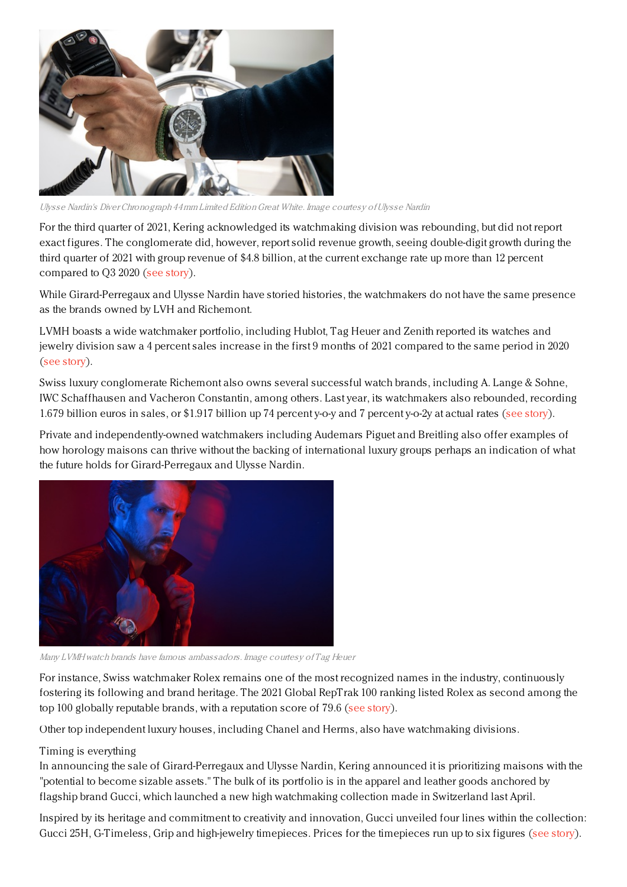*Ulysse Nardin's Diver Chronograph 44mm Limited Edition Great White. Image courtesy of Ulysse Nardin*

For the third quarter of 2021, Kering acknowledged its watchmaking division was rebounding, but did not report exact figures. The conglomerate did, however, report solid revenue growth, seeing double-digit growth during the third quarter of 2021 with group revenue of $4.8 billion, at the current exchange rate up more than 12 percent compared to Q3 2020 (see story).

While Girard-Perregaux and Ulysse Nardin have storied histories, the watchmakers do not have the same presence as the brands owned by LVH and Richemont.

LVMH boasts a wide watchmaker portfolio, including Hublot, Tag Heuer and Zenith reported its watches and jewelry division saw a 4 percent sales increase in the first 9 months of 2021 compared to the same period in 2020 (see story).

Swiss luxury conglomerate Richemont also owns several successful watch brands, including A. Lange & Sohne, IWC Schaffhausen and Vacheron Constantin, among others. Last year, its watchmakers also rebounded, recording 1.679 billion euros in sales, or $1.917 billion up 74 percent y-o-y and 7 percent y-o-2y at actual rates (see story).

Private and independently-owned watchmakers including Audemars Piguet and Breitling also offer examples of how horology maisons can thrive without the backing of international luxury groups perhaps an indication of what the future holds for Girard-Perregaux and Ulysse Nardin.

*Many LVMH watch brands have famous ambassadors. Image courtesy of Tag Heuer*

For instance, Swiss watchmaker Rolex remains one of the most recognized names in the industry, continuously fostering its following and brand heritage. The 2021 Global RepTrak 100 ranking listed Rolex as second among the top 100 globally reputable brands, with a reputation score of 79.6 (see story).

Other top independent luxury houses, including Chanel and Herms, also have watchmaking divisions.

Timing is everything

In announcing the sale of Girard-Perregaux and Ulysse Nardin, Kering announced it is prioritizing maisons with the "potential to become sizable assets." The bulk of its portfolio is in the apparel and leather goods anchored by flagship brand Gucci, which launched a new high watchmaking collection made in Switzerland last April.

Inspired by its heritage and commitment to creativity and innovation, Gucci unveiled four lines within the collection: Gucci 25H, G-Timeless, Grip and high-jewelry timepieces. Prices for the timepieces run up to six figures (see story).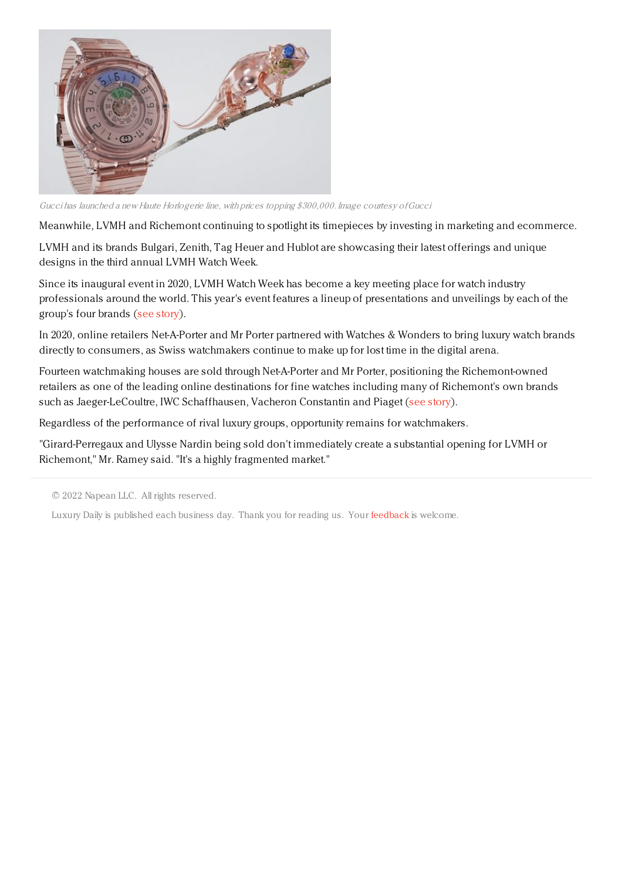*Gucci has launched a new Haute Horlogerie line, with prices topping $300,000. Image courtesy of Gucci*

Meanwhile, LVMH and Richemont continuing to spotlight its timepieces by investing in marketing and ecommerce.

LVMH and its brands Bulgari, Zenith, Tag Heuer and Hublot are showcasing their latest offerings and unique designs in the third annual LVMH Watch Week.

Since its inaugural event in 2020, LVMH Watch Week has become a key meeting place for watch industry professionals around the world. This year's event features a lineup of presentations and unveilings by each of the group's four brands (see story).

In 2020, online retailers Net-A-Porter and Mr Porter partnered with Watches & Wonders to bring luxury watch brands directly to consumers, as Swiss watchmakers continue to make up for lost time in the digital arena.

Fourteen watchmaking houses are sold through Net-A-Porter and Mr Porter, positioning the Richemont-owned retailers as one of the leading online destinations for fine watches including many of Richemont's own brands such as Jaeger-LeCoultre, IWC Schaffhausen, Vacheron Constantin and Piaget (see story).

Regardless of the performance of rival luxury groups, opportunity remains for watchmakers.

"Girard-Perregaux and Ulysse Nardin being sold don't immediately create a substantial opening for LVMH or Richemont," Mr. Ramey said. "It's a highly fragmented market."

© 2022 Napean LLC. All rights reserved.

Luxury Daily is published each business day. Thank you for reading us. Your feedback is welcome.